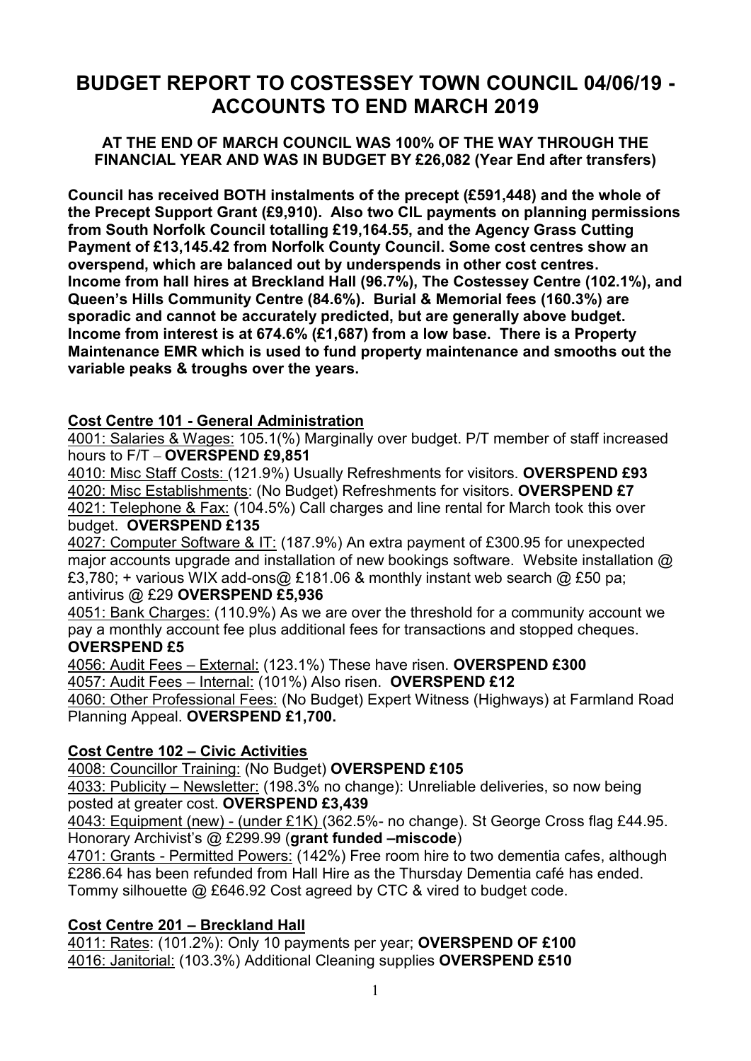# BUDGET REPORT TO COSTESSEY TOWN COUNCIL 04/06/19 - ACCOUNTS TO END MARCH 2019

**AT THE END OF MARCH COUNCIL WAS 100% OF THE WAY THROUGH THE FINANCIAL YEAR AND WAS IN BUDGET BY £26,082 (Year End after transfers)**

**Council has received BOTH instalments of the precept (£591,448) and the whole of the Precept Support Grant (£9,910). Also two CIL payments on planning permissions from South Norfolk Council totalling £19,164.55, and the Agency Grass Cutting Payment of £13,145.42 from Norfolk County Council. Some cost centres show an overspend, which are balanced out by underspends in other cost centres. Income from hall hires at Breckland Hall (96.7%), The Costessey Centre (102.1%), and Queen's Hills Community Centre (84.6%). Burial & Memorial fees (160.3%) are sporadic and cannot be accurately predicted, but are generally above budget. Income from interest is at 674.6% (£1,687) from a low base. There is a Property Maintenance EMR which is used to fund property maintenance and smooths out the variable peaks & troughs over the years.**

## Cost Centre 101 - General Administration

4001: Salaries & Wages: 105.1(%) Marginally over budget. P/T member of staff increased hours to F/T – **OVERSPEND £9,851**

4010: Misc Staff Costs: (121.9%) Usually Refreshments for visitors. **OVERSPEND £93**

4020: Misc Establishments: (No Budget) Refreshments for visitors. **OVERSPEND £7**

4021: Telephone & Fax: (104.5%) Call charges and line rental for March took this over budget. **OVERSPEND £135**

4027: Computer Software & IT: (187.9%) An extra payment of £300.95 for unexpected major accounts upgrade and installation of new bookings software. Website installation @ £3,780; + various WIX add-ons@ £181.06 & monthly instant web search @ £50 pa; antivirus @ £29 **OVERSPEND £5,936**

4051: Bank Charges: (110.9%) As we are over the threshold for a community account we pay a monthly account fee plus additional fees for transactions and stopped cheques. **OVERSPEND £5**

4056: Audit Fees – External: (123.1%) These have risen. **OVERSPEND £300**

4057: Audit Fees – Internal: (101%) Also risen. **OVERSPEND £12**

4060: Other Professional Fees: (No Budget) Expert Witness (Highways) at Farmland Road Planning Appeal. **OVERSPEND £1,700.**

## Cost Centre 102 – Civic Activities

4008: Councillor Training: (No Budget) **OVERSPEND £105**

4033: Publicity – Newsletter: (198.3% no change): Unreliable deliveries, so now being posted at greater cost. **OVERSPEND £3,439**

4043: Equipment (new) - (under £1K) (362.5%- no change). St George Cross flag £44.95. Honorary Archivist's @ £299.99 (**grant funded –miscode**)

4701: Grants - Permitted Powers: (142%) Free room hire to two dementia cafes, although £286.64 has been refunded from Hall Hire as the Thursday Dementia café has ended. Tommy silhouette @ £646.92 Cost agreed by CTC & vired to budget code.

## Cost Centre 201 – Breckland Hall

4011: Rates: (101.2%): Only 10 payments per year; **OVERSPEND OF £100**

4016: Janitorial: (103.3%) Additional Cleaning supplies **OVERSPEND £510**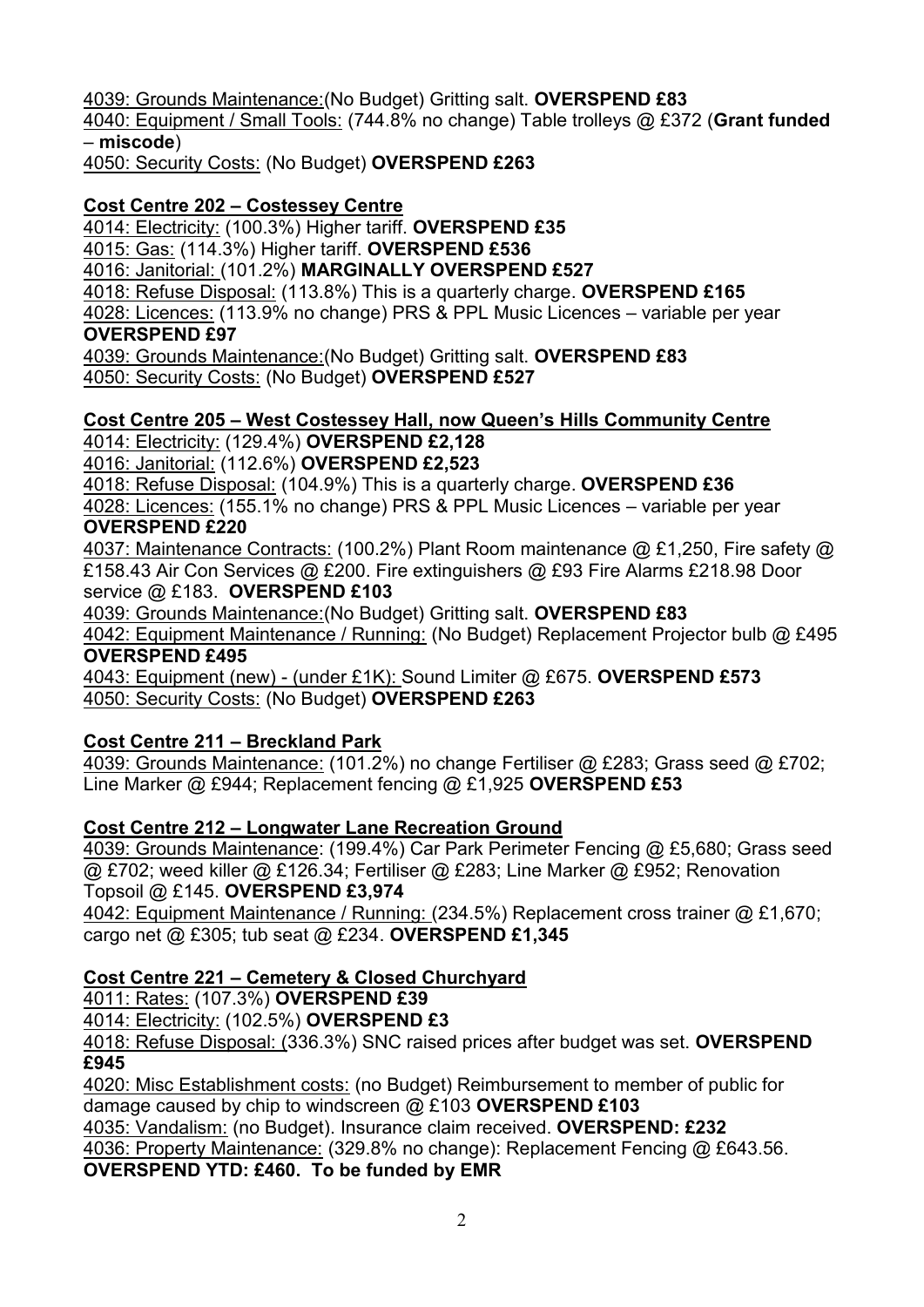<u>4039: Grounds Maintenance:</u>(No Budget) Gritting salt. **OVERSPEND £83**

<u>4040: Equipment / Small Tools:</u> (744.8% no change) Table trolleys @ £372 (**Grant funded – miscode**)

<u>4050: Security Costs:</u> (No Budget) **OVERSPEND £263**

**<u>Cost Centre 202 – Costessey Centre</u>**

<u>4014: Electricity:</u> (100.3%) Higher tariff. **OVERSPEND £35**

<u>4015: Gas:</u> (114.3%) Higher tariff. **OVERSPEND £536**

<u>4016: Janitorial:</u> (101.2%) **MARGINALLY OVERSPEND £527**

<u>4018: Refuse Disposal:</u> (113.8%) This is a quarterly charge. **OVERSPEND £165**

<u>4028: Licences:</u> (113.9% no change) PRS & PPL Music Licences – variable per year **OVERSPEND £97**

<u>4039: Grounds Maintenance:</u>(No Budget) Gritting salt. **OVERSPEND £83**

<u>4050: Security Costs:</u> (No Budget) **OVERSPEND £527**

**<u>Cost Centre 205 – West Costessey Hall, now Queen's Hills Community Centre</u>**

<u>4014: Electricity:</u> (129.4%) **OVERSPEND £2,128**

<u>4016: Janitorial:</u> (112.6%) **OVERSPEND £2,523**

<u>4018: Refuse Disposal:</u> (104.9%) This is a quarterly charge. **OVERSPEND £36**

<u>4028: Licences:</u> (155.1% no change) PRS & PPL Music Licences – variable per year **OVERSPEND £220**

<u>4037: Maintenance Contracts:</u> (100.2%) Plant Room maintenance @ £1,250, Fire safety @ £158.43 Air Con Services @ £200. Fire extinguishers @ £93 Fire Alarms £218.98 Door service @ £183. **OVERSPEND £103**

<u>4039: Grounds Maintenance:</u>(No Budget) Gritting salt. **OVERSPEND £83**

<u>4042: Equipment Maintenance / Running:</u> (No Budget) Replacement Projector bulb @ £495 **OVERSPEND £495**

<u>4043: Equipment (new) - (under £1K):</u> Sound Limiter @ £675. **OVERSPEND £573**

<u>4050: Security Costs:</u> (No Budget) **OVERSPEND £263**

**<u>Cost Centre 211 – Breckland Park</u>**

<u>4039: Grounds Maintenance:</u> (101.2%) no change Fertiliser @ £283; Grass seed @ £702; Line Marker @ £944; Replacement fencing @ £1,925 **OVERSPEND £53**

**<u>Cost Centre 212 – Longwater Lane Recreation Ground</u>**

<u>4039: Grounds Maintenance</u>: (199.4%) Car Park Perimeter Fencing @ £5,680; Grass seed @ £702; weed killer @ £126.34; Fertiliser @ £283; Line Marker @ £952; Renovation Topsoil @ £145. **OVERSPEND £3,974**

<u>4042: Equipment Maintenance / Running:</u> (234.5%) Replacement cross trainer @ £1,670; cargo net @ £305; tub seat @ £234. **OVERSPEND £1,345**

**<u>Cost Centre 221 – Cemetery & Closed Churchyard</u>**

<u>4011: Rates:</u> (107.3%) **OVERSPEND £39**

<u>4014: Electricity:</u> (102.5%) **OVERSPEND £3**

<u>4018: Refuse Disposal:</u> (336.3%) SNC raised prices after budget was set. **OVERSPEND £945**

<u>4020: Misc Establishment costs:</u> (no Budget) Reimbursement to member of public for damage caused by chip to windscreen @ £103 **OVERSPEND £103**

<u>4035: Vandalism:</u> (no Budget). Insurance claim received. **OVERSPEND: £232**

<u>4036: Property Maintenance:</u> (329.8% no change): Replacement Fencing @ £643.56. **OVERSPEND YTD: £460. To be funded by EMR**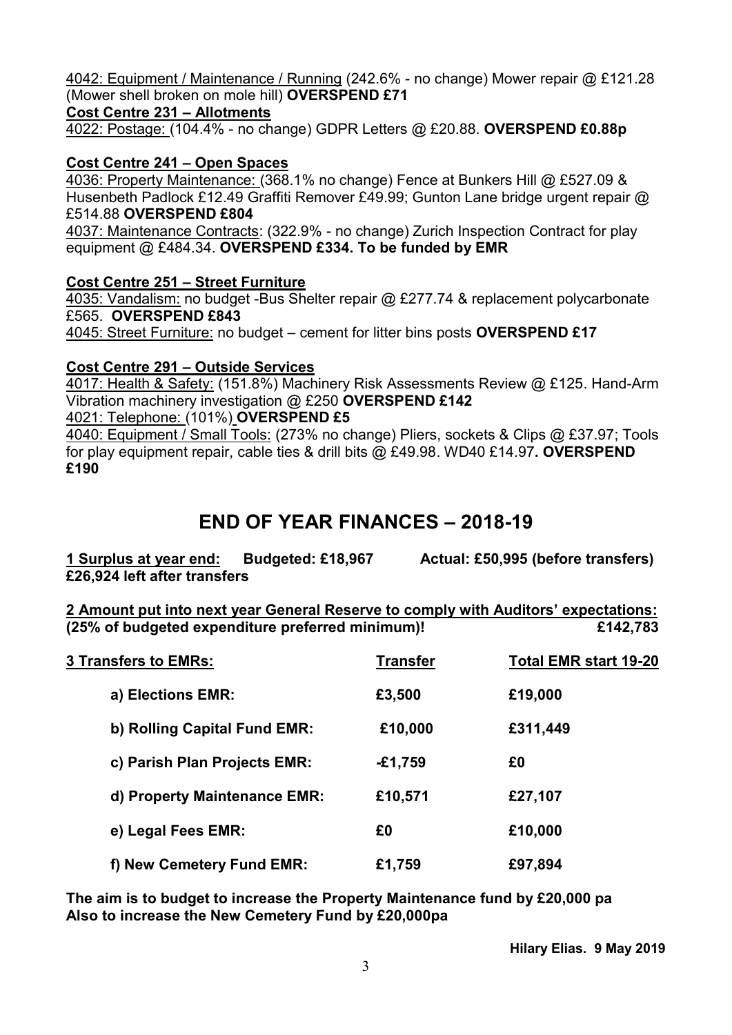4042: Equipment / Maintenance / Running (242.6% - no change) Mower repair @ £121.28 (Mower shell broken on mole hill) **OVERSPEND £71**

**Cost Centre 231 – Allotments**

4022: Postage: (104.4% - no change) GDPR Letters @ £20.88. **OVERSPEND £0.88p**

**Cost Centre 241 – Open Spaces**

4036: Property Maintenance: (368.1% no change) Fence at Bunkers Hill @ £527.09 & Husenbeth Padlock £12.49 Graffiti Remover £49.99; Gunton Lane bridge urgent repair @ £514.88 **OVERSPEND £804**

4037: Maintenance Contracts: (322.9% - no change) Zurich Inspection Contract for play equipment @ £484.34. **OVERSPEND £334. To be funded by EMR**

**Cost Centre 251 – Street Furniture**

4035: Vandalism: no budget -Bus Shelter repair @ £277.74 & replacement polycarbonate £565. **OVERSPEND £843**

4045: Street Furniture: no budget – cement for litter bins posts **OVERSPEND £17**

**Cost Centre 291 – Outside Services**

4017: Health & Safety: (151.8%) Machinery Risk Assessments Review @ £125. Hand-Arm Vibration machinery investigation @ £250 **OVERSPEND £142**

4021: Telephone: (101%) **OVERSPEND £5**

4040: Equipment / Small Tools: (273% no change) Pliers, sockets & Clips @ £37.97; Tools for play equipment repair, cable ties & drill bits @ £49.98. WD40 £14.97**. OVERSPEND £190**

# END OF YEAR FINANCES – 2018-19

**1 Surplus at year end:** **Budgeted: £18,967** **Actual: £50,995 (before transfers) £26,924 left after transfers**

**2 Amount put into next year General Reserve to comply with Auditors' expectations: (25% of budgeted expenditure preferred minimum)! £142,783**

| **3 Transfers to EMRs:** | **Transfer** | **Total EMR start 19-20** |
|---|---|---|
| **a) Elections EMR:** | **£3,500** | **£19,000** |
| **b) Rolling Capital Fund EMR:** | **£10,000** | **£311,449** |
| **c) Parish Plan Projects EMR:** | **-£1,759** | **£0** |
| **d) Property Maintenance EMR:** | **£10,571** | **£27,107** |
| **e) Legal Fees EMR:** | **£0** | **£10,000** |
| **f) New Cemetery Fund EMR:** | **£1,759** | **£97,894** |

**The aim is to budget to increase the Property Maintenance fund by £20,000 pa**
**Also to increase the New Cemetery Fund by £20,000pa**

**Hilary Elias. 9 May 2019**